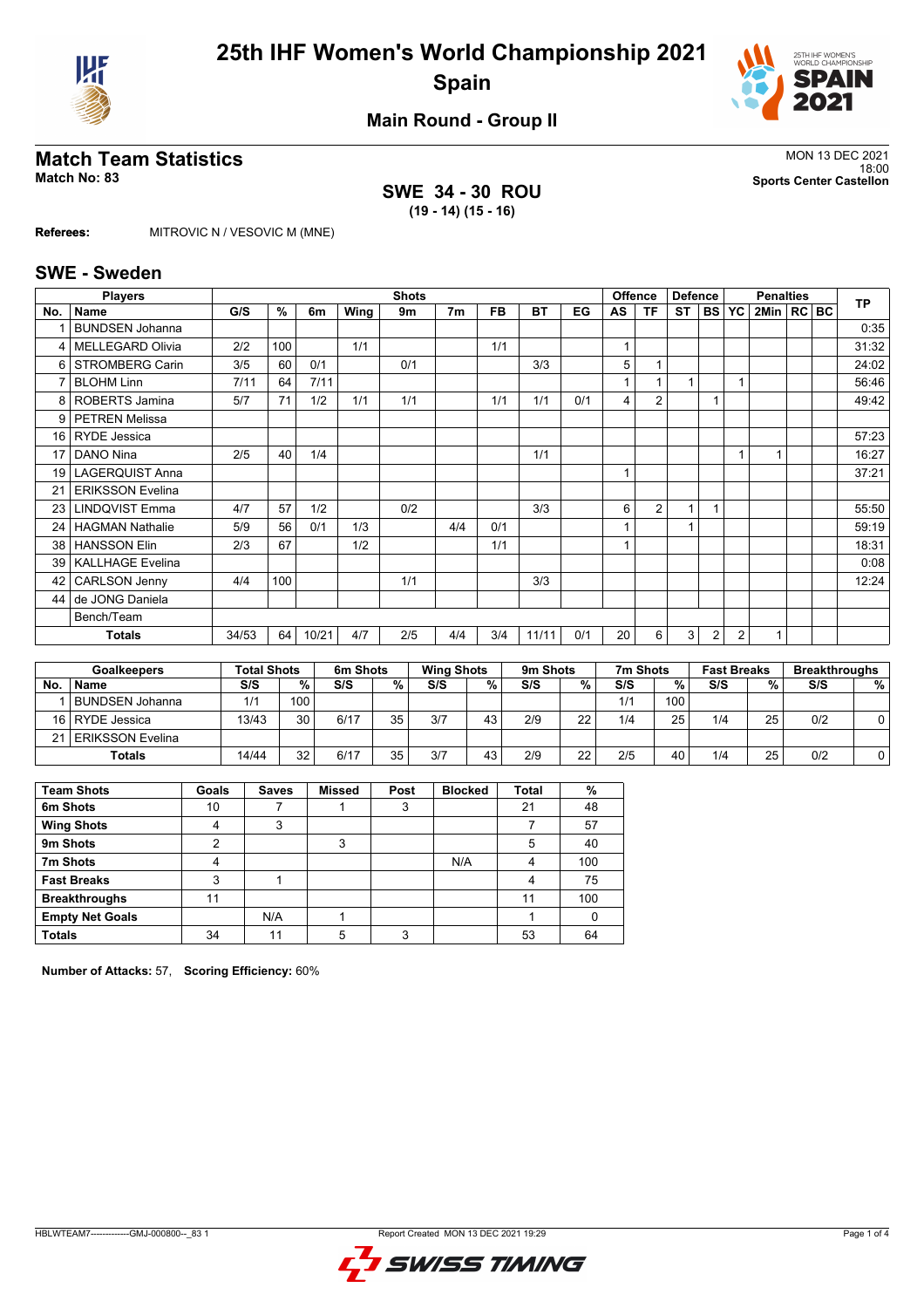# 25th IHF Women's World Championship 2021

## Spain

### Main Round - Group II

## Match Team Statistics

**Match No: 83**

MON 13 DEC 2021
18:00
**Sports Center Castellon**

**SWE 34 - 30 ROU**
**(19 - 14) (15 - 16)**

**Referees:** MITROVIC N / VESOVIC M (MNE)

## SWE - Sweden

| Players | | Shots | | | | | | | | | Offence | | Defence | | Penalties | | | | TP |
|---|---|---|---|---|---|---|---|---|---|---|---|---|---|---|---|---|---|---|---|
| No. | Name | G/S | % | 6m | Wing | 9m | 7m | FB | BT | EG | AS | TF | ST | BS | YC | 2Min | RC | BC | |
| 1 | BUNDSEN Johanna | | | | | | | | | | | | | | | | | | 0:35 |
| 4 | MELLEGARD Olivia | 2/2 | 100 | | 1/1 | | | 1/1 | | | 1 | | | | | | | | 31:32 |
| 6 | STROMBERG Carin | 3/5 | 60 | 0/1 | | 0/1 | | | 3/3 | | 5 | 1 | | | | | | | 24:02 |
| 7 | BLOHM Linn | 7/11 | 64 | 7/11 | | | | | | | 1 | 1 | 1 | | 1 | | | | 56:46 |
| 8 | ROBERTS Jamina | 5/7 | 71 | 1/2 | 1/1 | 1/1 | | 1/1 | 1/1 | 0/1 | 4 | 2 | | 1 | | | | | 49:42 |
| 9 | PETREN Melissa | | | | | | | | | | | | | | | | | | |
| 16 | RYDE Jessica | | | | | | | | | | | | | | | | | | 57:23 |
| 17 | DANO Nina | 2/5 | 40 | 1/4 | | | | | 1/1 | | | | | | 1 | 1 | | | 16:27 |
| 19 | LAGERQUIST Anna | | | | | | | | | | 1 | | | | | | | | 37:21 |
| 21 | ERIKSSON Evelina | | | | | | | | | | | | | | | | | | |
| 23 | LINDQVIST Emma | 4/7 | 57 | 1/2 | | 0/2 | | | 3/3 | | 6 | 2 | 1 | 1 | | | | | 55:50 |
| 24 | HAGMAN Nathalie | 5/9 | 56 | 0/1 | 1/3 | | 4/4 | 0/1 | | | 1 | | 1 | | | | | | 59:19 |
| 38 | HANSSON Elin | 2/3 | 67 | | 1/2 | | | 1/1 | | | 1 | | | | | | | | 18:31 |
| 39 | KALLHAGE Evelina | | | | | | | | | | | | | | | | | | 0:08 |
| 42 | CARLSON Jenny | 4/4 | 100 | | | 1/1 | | | 3/3 | | | | | | | | | | 12:24 |
| 44 | de JONG Daniela | | | | | | | | | | | | | | | | | | |
| | Bench/Team | | | | | | | | | | | | | | | | | | |
| | **Totals** | 34/53 | 64 | 10/21 | 4/7 | 2/5 | 4/4 | 3/4 | 11/11 | 0/1 | 20 | 6 | 3 | 2 | 2 | 1 | | | |

| Goalkeepers | | Total Shots | | 6m Shots | | Wing Shots | | 9m Shots | | 7m Shots | | Fast Breaks | | Breakthroughs | |
|---|---|---|---|---|---|---|---|---|---|---|---|---|---|---|---|
| No. | Name | S/S | % | S/S | % | S/S | % | S/S | % | S/S | % | S/S | % | S/S | % |
| 1 | BUNDSEN Johanna | 1/1 | 100 | | | | | | | 1/1 | 100 | | | | |
| 16 | RYDE Jessica | 13/43 | 30 | 6/17 | 35 | 3/7 | 43 | 2/9 | 22 | 1/4 | 25 | 1/4 | 25 | 0/2 | 0 |
| 21 | ERIKSSON Evelina | | | | | | | | | | | | | | |
| | **Totals** | 14/44 | 32 | 6/17 | 35 | 3/7 | 43 | 2/9 | 22 | 2/5 | 40 | 1/4 | 25 | 0/2 | 0 |

| Team Shots | Goals | Saves | Missed | Post | Blocked | Total | % |
|---|---|---|---|---|---|---|---|
| 6m Shots | 10 | 7 | 1 | 3 | | 21 | 48 |
| Wing Shots | 4 | 3 | | | | 7 | 57 |
| 9m Shots | 2 | | 3 | | | 5 | 40 |
| 7m Shots | 4 | | | | N/A | 4 | 100 |
| Fast Breaks | 3 | 1 | | | | 4 | 75 |
| Breakthroughs | 11 | | | | | 11 | 100 |
| Empty Net Goals | | N/A | 1 | | | 1 | 0 |
| Totals | 34 | 11 | 5 | 3 | | 53 | 64 |

**Number of Attacks:** 57, **Scoring Efficiency:** 60%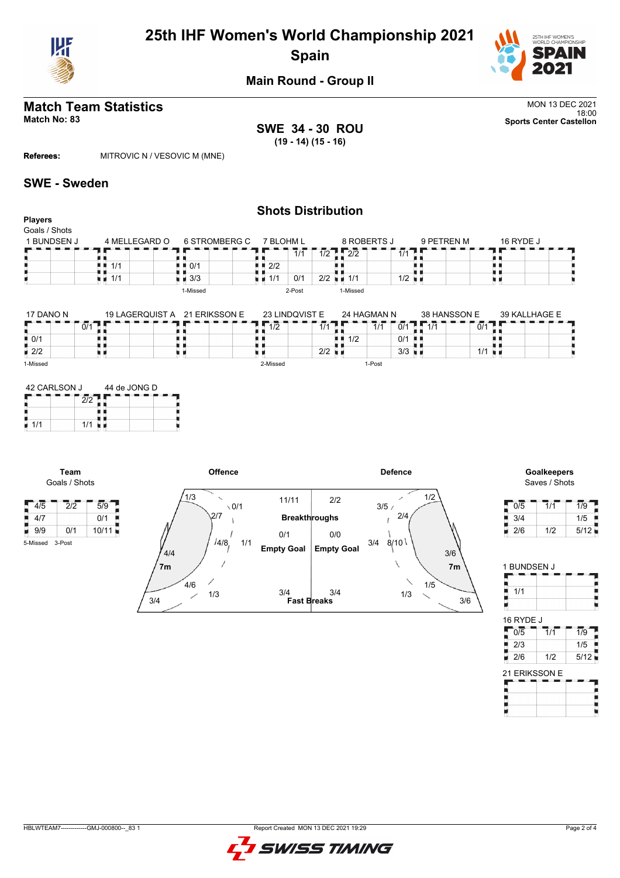# 25th IHF Women's World Championship 2021
## Spain

### Main Round - Group II

## Match Team Statistics

**Match No: 83**

MON 13 DEC 2021
18:00
**Sports Center Castellon**

**SWE 34 - 30 ROU**
**(19 - 14) (15 - 16)**

**Referees:** MITROVIC N / VESOVIC M (MNE)

## SWE - Sweden

### Shots Distribution

**Players**
Goals / Shots

**1 BUNDSEN J**

| | | |
|---|---|---|
| | | |
| | | |
| | | |

**4 MELLEGARD O**

| | | |
|---|---|---|
| | | |
| 1/1 | | |
| 1/1 | | |

**6 STROMBERG C**

| | | |
|---|---|---|
| | | |
| 0/1 | | |
| 3/3 | | |

1-Missed

**7 BLOHM L**

| | | |
|---|---|---|
| | | 1/1 |
| 2/2 | | |
| 1/1 | 0/1 | 2/2 |

2-Post

**8 ROBERTS J**

| | | |
|---|---|---|
| 1/2 | 2/2 | 1/1 |
| | | |
| 1/1 | | 1/2 |

1-Missed

**9 PETREN M**

| | | |
|---|---|---|
| | | |
| | | |
| | | |

**16 RYDE J**

| | | |
|---|---|---|
| | | |
| | | |
| | | |

**17 DANO N**

| | | |
|---|---|---|
| | | 0/1 |
| 0/1 | | |
| 2/2 | | |

1-Missed

**19 LAGERQUIST A**

| | | |
|---|---|---|
| | | |
| | | |
| | | |

**21 ERIKSSON E**

| | | |
|---|---|---|
| | | |
| | | |
| | | |

**23 LINDQVIST E**

| | | |
|---|---|---|
| 1/2 | | 1/1 |
| | | |
| | | 2/2 |

2-Missed

**24 HAGMAN N**

| | | |
|---|---|---|
| | 1/1 | 0/1 |
| 1/2 | | 0/1 |
| | | 3/3 |

1-Post

**38 HANSSON E**

| | | |
|---|---|---|
| 1/1 | | 0/1 |
| | | |
| | | 1/1 |

**39 KALLHAGE E**

| | | |
|---|---|---|
| | | |
| | | |
| | | |

**42 CARLSON J**

| | | |
|---|---|---|
| | | 2/2 |
| | | |
| 1/1 | | 1/1 |

**44 de JONG D**

| | | |
|---|---|---|
| | | |
| | | |
| | | |

**Team**
Goals / Shots

| | | |
|---|---|---|
| 4/5 | 2/2 | 5/9 |
| 4/7 | | 0/1 |
| 9/9 | 0/1 | 10/11 |

5-Missed 3-Post

**Offence**

| Zone | Goals / Shots |
|---|---|
| Left wing | 1/3 |
| Left back | 2/7 |
| Centre back | 0/1 |
| Right back | 4/8 |
| Pivot | 1/1 |
| 7m | 4/4 |
| Left 6m | 4/6 |
| Centre 6m | 1/3 |
| Left corner | 3/4 |
| Breakthroughs | 11/11 |
| Empty Goal | 0/1 |
| Fast Breaks | 3/4 |

**Defence**

| Zone | Saves / Shots |
|---|---|
| Breakthroughs | 2/2 |
| Empty Goal | 0/0 |
| Fast Breaks | 3/4 |
| Left back | 3/5 |
| Centre back | 2/4 |
| Right wing | 1/2 |
| Centre | 8/10 |
| Pivot | 3/4 |
| 7m | 3/6 |
| 6m | 1/5 |
| 6m centre | 1/3 |
| Right corner | 3/6 |

**Goalkeepers**
Saves / Shots

| | | |
|---|---|---|
| 0/5 | 1/1 | 1/9 |
| 3/4 | | 1/5 |
| 2/6 | 1/2 | 5/12 |

**1 BUNDSEN J**

| | | |
|---|---|---|
| | | |
| 1/1 | | |
| | | |

**16 RYDE J**

| | | |
|---|---|---|
| 0/5 | 1/1 | 1/9 |
| 2/3 | | 1/5 |
| 2/6 | 1/2 | 5/12 |

**21 ERIKSSON E**

| | | |
|---|---|---|
| | | |
| | | |
| | | |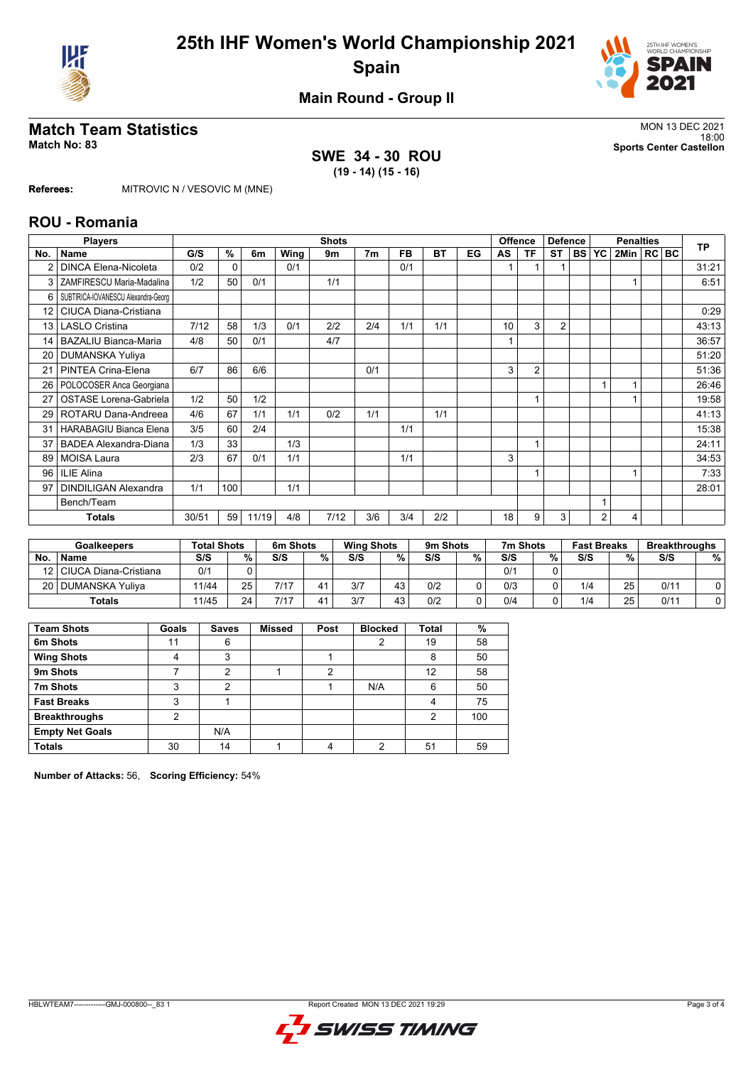# 25th IHF Women's World Championship 2021

## Spain

### Main Round - Group II

## Match Team Statistics

**Match No: 83**

MON 13 DEC 2021
18:00
**Sports Center Castellon**

**SWE 34 - 30 ROU**
**(19 - 14) (15 - 16)**

**Referees:** MITROVIC N / VESOVIC M (MNE)

## ROU - Romania

| Players | | Shots | | | | | | | | | Offence | | Defence | | Penalties | | | | TP |
|---|---|---|---|---|---|---|---|---|---|---|---|---|---|---|---|---|---|---|---|
| No. | Name | G/S | % | 6m | Wing | 9m | 7m | FB | BT | EG | AS | TF | ST | BS | YC | 2Min | RC | BC | |
| 2 | DINCA Elena-Nicoleta | 0/2 | 0 | | 0/1 | | | 0/1 | | | 1 | 1 | 1 | | | | | | 31:21 |
| 3 | ZAMFIRESCU Maria-Madalina | 1/2 | 50 | 0/1 | | 1/1 | | | | | | | | | | 1 | | | 6:51 |
| 6 | SUBTIRICA-IOVANESCU Alexandra-Georg | | | | | | | | | | | | | | | | | | |
| 12 | CIUCA Diana-Cristiana | | | | | | | | | | | | | | | | | | 0:29 |
| 13 | LASLO Cristina | 7/12 | 58 | 1/3 | 0/1 | 2/2 | 2/4 | 1/1 | 1/1 | | 10 | 3 | 2 | | | | | | 43:13 |
| 14 | BAZALIU Bianca-Maria | 4/8 | 50 | 0/1 | | 4/7 | | | | | 1 | | | | | | | | 36:57 |
| 20 | DUMANSKA Yuliya | | | | | | | | | | | | | | | | | | 51:20 |
| 21 | PINTEA Crina-Elena | 6/7 | 86 | 6/6 | | | 0/1 | | | | 3 | 2 | | | | | | | 51:36 |
| 26 | POLOCOSER Anca Georgiana | | | | | | | | | | | | | | 1 | 1 | | | 26:46 |
| 27 | OSTASE Lorena-Gabriela | 1/2 | 50 | 1/2 | | | | | | | | 1 | | | | 1 | | | 19:58 |
| 29 | ROTARU Dana-Andreea | 4/6 | 67 | 1/1 | 1/1 | 0/2 | 1/1 | | 1/1 | | | | | | | | | | 41:13 |
| 31 | HARABAGIU Bianca Elena | 3/5 | 60 | 2/4 | | | | 1/1 | | | | | | | | | | | 15:38 |
| 37 | BADEA Alexandra-Diana | 1/3 | 33 | | 1/3 | | | | | | | 1 | | | | | | | 24:11 |
| 89 | MOISA Laura | 2/3 | 67 | 0/1 | 1/1 | | | 1/1 | | | 3 | | | | | | | | 34:53 |
| 96 | ILIE Alina | | | | | | | | | | | 1 | | | | 1 | | | 7:33 |
| 97 | DINDILIGAN Alexandra | 1/1 | 100 | | 1/1 | | | | | | | | | | | | | | 28:01 |
| | Bench/Team | | | | | | | | | | | | | | 1 | | | | |
| | **Totals** | 30/51 | 59 | 11/19 | 4/8 | 7/12 | 3/6 | 3/4 | 2/2 | | 18 | 9 | 3 | | 2 | 4 | | | |

| Goalkeepers | | Total Shots | | 6m Shots | | Wing Shots | | 9m Shots | | 7m Shots | | Fast Breaks | | Breakthroughs | |
|---|---|---|---|---|---|---|---|---|---|---|---|---|---|---|---|
| No. | Name | S/S | % | S/S | % | S/S | % | S/S | % | S/S | % | S/S | % | S/S | % |
| 12 | CIUCA Diana-Cristiana | 0/1 | 0 | | | | | | | 0/1 | 0 | | | | |
| 20 | DUMANSKA Yuliya | 11/44 | 25 | 7/17 | 41 | 3/7 | 43 | 0/2 | 0 | 0/3 | 0 | 1/4 | 25 | 0/11 | 0 |
| | **Totals** | 11/45 | 24 | 7/17 | 41 | 3/7 | 43 | 0/2 | 0 | 0/4 | 0 | 1/4 | 25 | 0/11 | 0 |

| Team Shots | Goals | Saves | Missed | Post | Blocked | Total | % |
|---|---|---|---|---|---|---|---|
| **6m Shots** | 11 | 6 | | | 2 | 19 | 58 |
| **Wing Shots** | 4 | 3 | | 1 | | 8 | 50 |
| **9m Shots** | 7 | 2 | 1 | 2 | | 12 | 58 |
| **7m Shots** | 3 | 2 | | 1 | N/A | 6 | 50 |
| **Fast Breaks** | 3 | 1 | | | | 4 | 75 |
| **Breakthroughs** | 2 | | | | | 2 | 100 |
| **Empty Net Goals** | | N/A | | | | | |
| **Totals** | 30 | 14 | 1 | 4 | 2 | 51 | 59 |

**Number of Attacks:** 56, **Scoring Efficiency:** 54%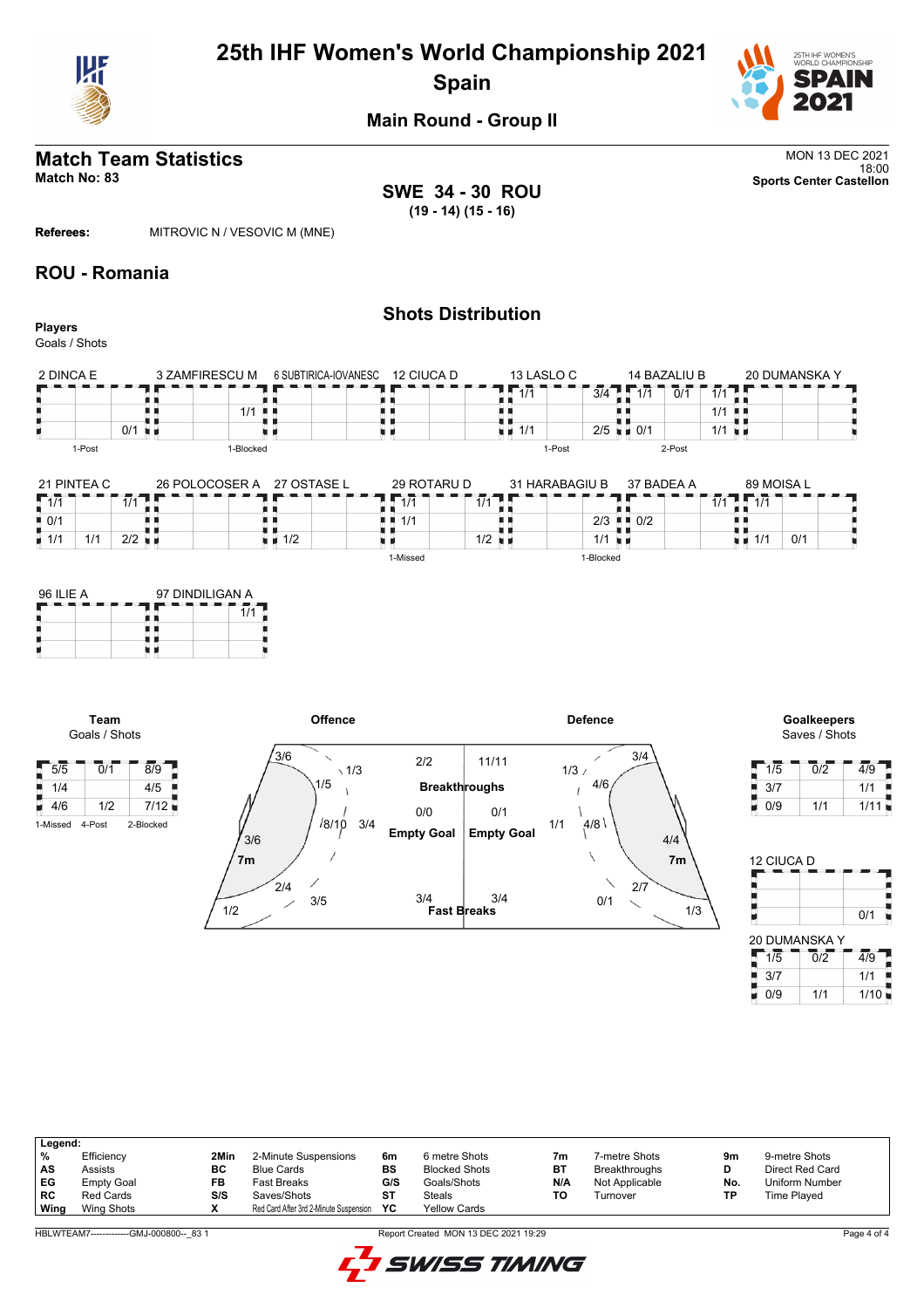# 25th IHF Women's World Championship 2021

## Spain

### Main Round - Group II

## Match Team Statistics

**Match No: 83**

MON 13 DEC 2021
18:00
**Sports Center Castellon**

**SWE 34 - 30 ROU**
**(19 - 14) (15 - 16)**

**Referees:** MITROVIC N / VESOVIC M (MNE)

## ROU - Romania

### Shots Distribution

**Players**
Goals / Shots

2 DINCA E
0/1
1-Post

3 ZAMFIRESCU M
1/1
1-Blocked

6 SUBTIRICA-IOVANESC

12 CIUCA D

13 LASLO C
1/1 3/4
1/1 2/5
1-Post

14 BAZALIU B
1/1 0/1 1/1
1/1
0/1 1/1
2-Post

20 DUMANSKA Y

21 PINTEA C
1/1 1/1
0/1
1/1 1/1 2/2

26 POLOCOSER A

27 OSTASE L
1/2

29 ROTARU D
1/1 1/1
1/1
1/2
1-Missed

31 HARABAGIU B
2/3
1/1
1-Blocked

37 BADEA A
1/1
0/2

89 MOISA L
1/1
1/1 0/1

96 ILIE A

97 DINDILIGAN A
1/1

**Team**
Goals / Shots

5/5 0/1 8/9
1/4 4/5
4/6 1/2 7/12
1-Missed 4-Post 2-Blocked

**Offence**

3/6
1/3
1/5
8/10
3/4
3/6
7m
2/4
3/5
1/2

2/2 11/11
Breakthroughs
0/0 0/1
Empty Goal Empty Goal
3/4 3/4
Fast Breaks

**Defence**

3/4
1/3
4/6
1/1
4/8
4/4
7m
2/7
0/1
1/3

**Goalkeepers**
Saves / Shots

1/5 0/2 4/9
3/7 1/1
0/9 1/1 1/11

12 CIUCA D
0/1

20 DUMANSKA Y
1/5 0/2 4/9
3/7 1/1
0/9 1/1 1/10

| Legend: | | | | | | | | | |
|---|---|---|---|---|---|---|---|---|---|
| % | Efficiency | 2Min | 2-Minute Suspensions | 6m | 6 metre Shots | 7m | 7-metre Shots | 9m | 9-metre Shots |
| AS | Assists | BC | Blue Cards | BS | Blocked Shots | BT | Breakthroughs | D | Direct Red Card |
| EG | Empty Goal | FB | Fast Breaks | G/S | Goals/Shots | N/A | Not Applicable | No. | Uniform Number |
| RC | Red Cards | S/S | Saves/Shots | ST | Steals | TO | Turnover | TP | Time Played |
| Wing | Wing Shots | X | Red Card After 3rd 2-Minute Suspension | YC | Yellow Cards | | | | |

HBLWTEAM7-------------GMJ-000800--_83 1 Report Created MON 13 DEC 2021 19:29